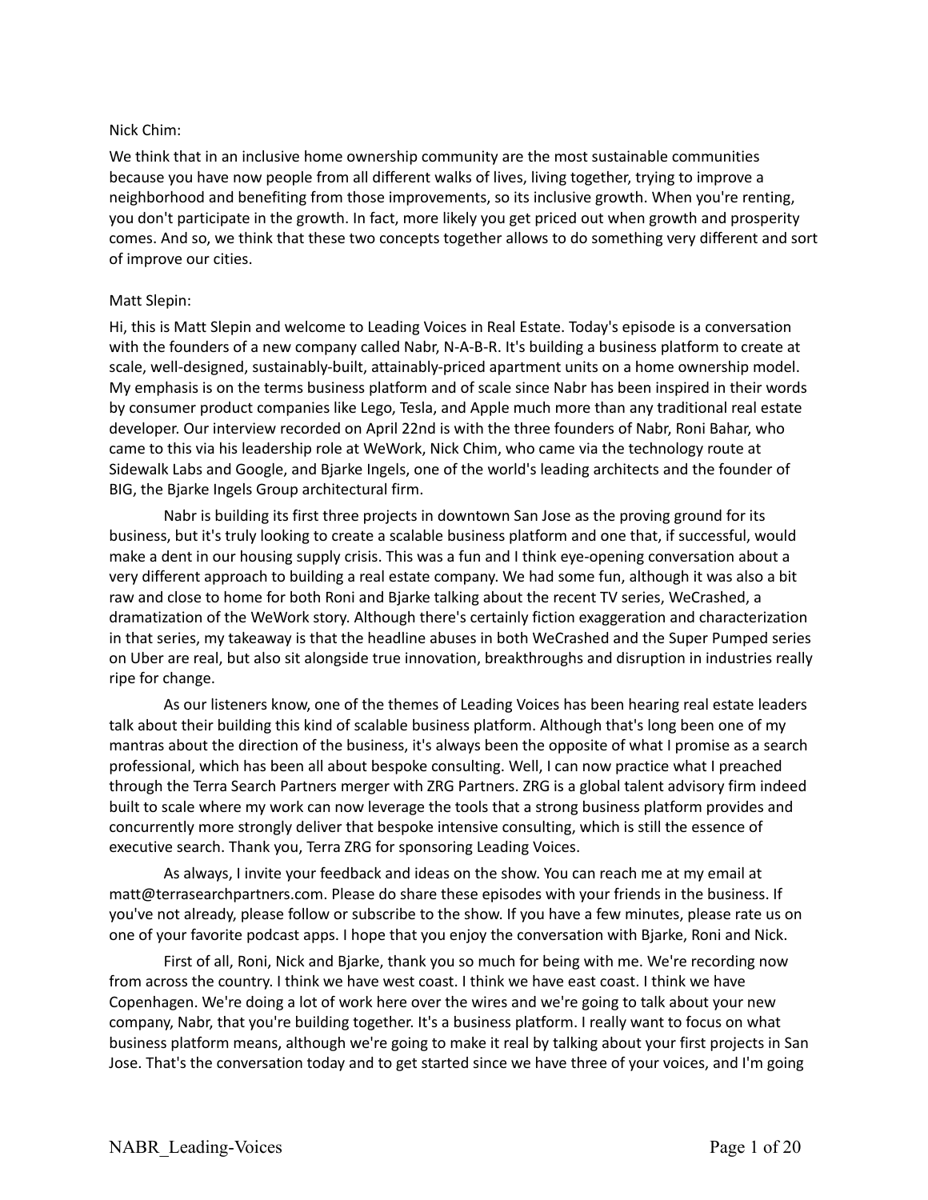Nick Chim:

We think that in an inclusive home ownership community are the most sustainable communities because you have now people from all different walks of lives, living together, trying to improve a neighborhood and benefiting from those improvements, so its inclusive growth. When you're renting, you don't participate in the growth. In fact, more likely you get priced out when growth and prosperity comes. And so, we think that these two concepts together allows to do something very different and sort of improve our cities.

Matt Slepin:

Hi, this is Matt Slepin and welcome to Leading Voices in Real Estate. Today's episode is a conversation with the founders of a new company called Nabr, N-A-B-R. It's building a business platform to create at scale, well-designed, sustainably-built, attainably-priced apartment units on a home ownership model. My emphasis is on the terms business platform and of scale since Nabr has been inspired in their words by consumer product companies like Lego, Tesla, and Apple much more than any traditional real estate developer. Our interview recorded on April 22nd is with the three founders of Nabr, Roni Bahar, who came to this via his leadership role at WeWork, Nick Chim, who came via the technology route at Sidewalk Labs and Google, and Bjarke Ingels, one of the world's leading architects and the founder of BIG, the Bjarke Ingels Group architectural firm.

Nabr is building its first three projects in downtown San Jose as the proving ground for its business, but it's truly looking to create a scalable business platform and one that, if successful, would make a dent in our housing supply crisis. This was a fun and I think eye-opening conversation about a very different approach to building a real estate company. We had some fun, although it was also a bit raw and close to home for both Roni and Bjarke talking about the recent TV series, WeCrashed, a dramatization of the WeWork story. Although there's certainly fiction exaggeration and characterization in that series, my takeaway is that the headline abuses in both WeCrashed and the Super Pumped series on Uber are real, but also sit alongside true innovation, breakthroughs and disruption in industries really ripe for change.

As our listeners know, one of the themes of Leading Voices has been hearing real estate leaders talk about their building this kind of scalable business platform. Although that's long been one of my mantras about the direction of the business, it's always been the opposite of what I promise as a search professional, which has been all about bespoke consulting. Well, I can now practice what I preached through the Terra Search Partners merger with ZRG Partners. ZRG is a global talent advisory firm indeed built to scale where my work can now leverage the tools that a strong business platform provides and concurrently more strongly deliver that bespoke intensive consulting, which is still the essence of executive search. Thank you, Terra ZRG for sponsoring Leading Voices.

As always, I invite your feedback and ideas on the show. You can reach me at my email at matt@terrasearchpartners.com. Please do share these episodes with your friends in the business. If you've not already, please follow or subscribe to the show. If you have a few minutes, please rate us on one of your favorite podcast apps. I hope that you enjoy the conversation with Bjarke, Roni and Nick.

First of all, Roni, Nick and Bjarke, thank you so much for being with me. We're recording now from across the country. I think we have west coast. I think we have east coast. I think we have Copenhagen. We're doing a lot of work here over the wires and we're going to talk about your new company, Nabr, that you're building together. It's a business platform. I really want to focus on what business platform means, although we're going to make it real by talking about your first projects in San Jose. That's the conversation today and to get started since we have three of your voices, and I'm going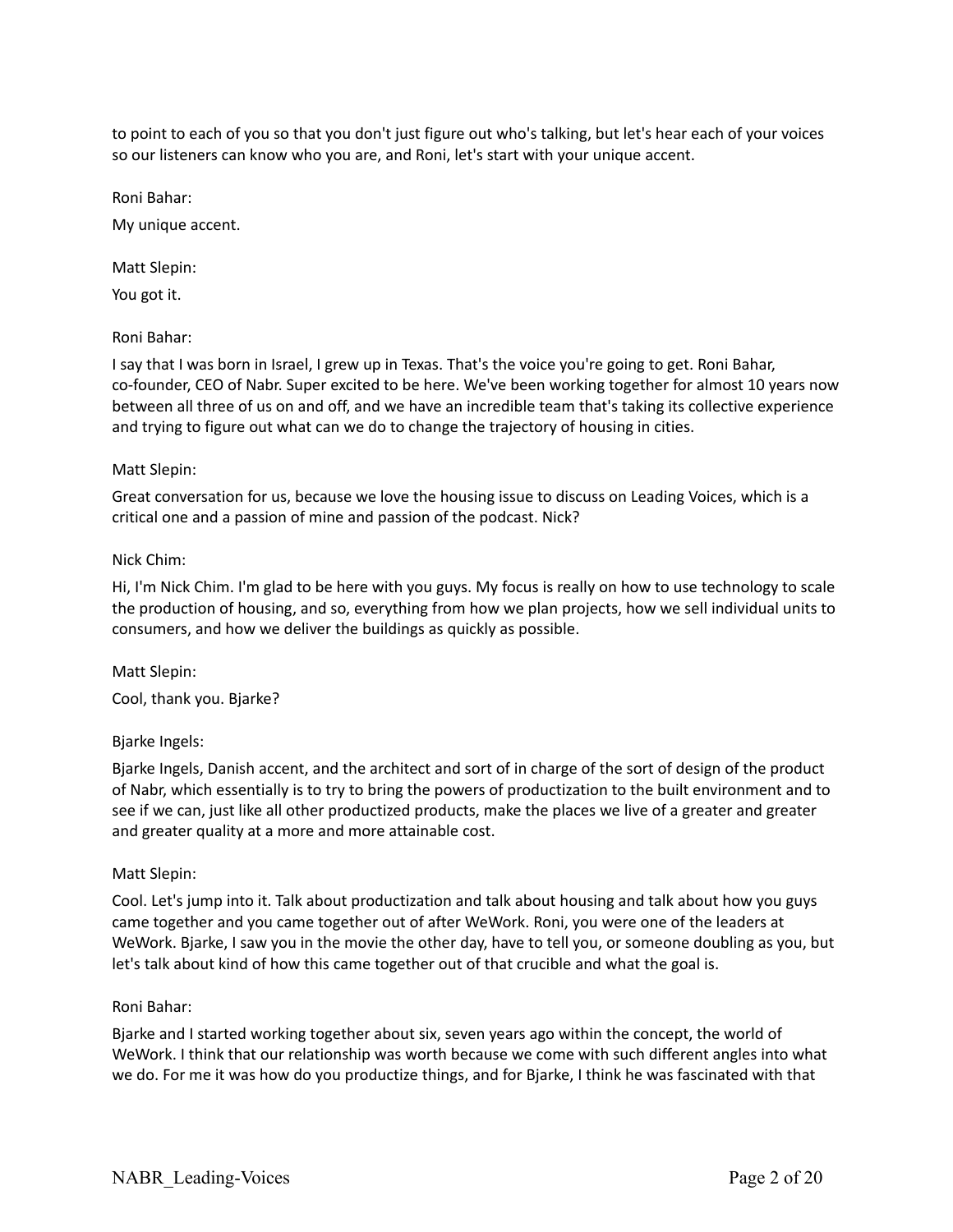to point to each of you so that you don't just figure out who's talking, but let's hear each of your voices so our listeners can know who you are, and Roni, let's start with your unique accent.

Roni Bahar:

My unique accent.

Matt Slepin:

You got it.

Roni Bahar:

I say that I was born in Israel, I grew up in Texas. That's the voice you're going to get. Roni Bahar, co-founder, CEO of Nabr. Super excited to be here. We've been working together for almost 10 years now between all three of us on and off, and we have an incredible team that's taking its collective experience and trying to figure out what can we do to change the trajectory of housing in cities.

Matt Slepin:

Great conversation for us, because we love the housing issue to discuss on Leading Voices, which is a critical one and a passion of mine and passion of the podcast. Nick?

Nick Chim:

Hi, I'm Nick Chim. I'm glad to be here with you guys. My focus is really on how to use technology to scale the production of housing, and so, everything from how we plan projects, how we sell individual units to consumers, and how we deliver the buildings as quickly as possible.

Matt Slepin:

Cool, thank you. Bjarke?

Bjarke Ingels:

Bjarke Ingels, Danish accent, and the architect and sort of in charge of the sort of design of the product of Nabr, which essentially is to try to bring the powers of productization to the built environment and to see if we can, just like all other productized products, make the places we live of a greater and greater and greater quality at a more and more attainable cost.

Matt Slepin:

Cool. Let's jump into it. Talk about productization and talk about housing and talk about how you guys came together and you came together out of after WeWork. Roni, you were one of the leaders at WeWork. Bjarke, I saw you in the movie the other day, have to tell you, or someone doubling as you, but let's talk about kind of how this came together out of that crucible and what the goal is.

Roni Bahar:

Bjarke and I started working together about six, seven years ago within the concept, the world of WeWork. I think that our relationship was worth because we come with such different angles into what we do. For me it was how do you productize things, and for Bjarke, I think he was fascinated with that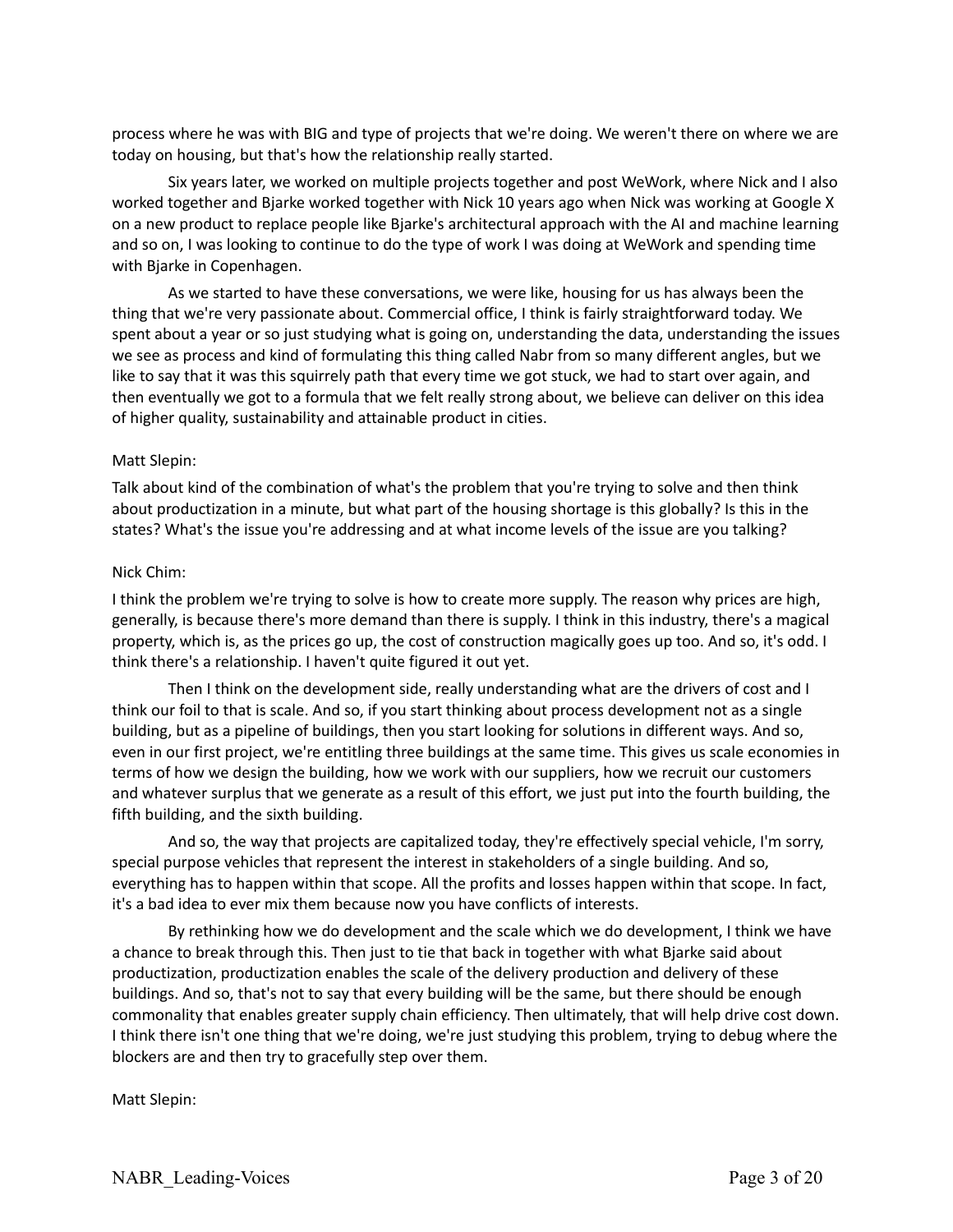process where he was with BIG and type of projects that we're doing. We weren't there on where we are today on housing, but that's how the relationship really started.

Six years later, we worked on multiple projects together and post WeWork, where Nick and I also worked together and Bjarke worked together with Nick 10 years ago when Nick was working at Google X on a new product to replace people like Bjarke's architectural approach with the AI and machine learning and so on, I was looking to continue to do the type of work I was doing at WeWork and spending time with Bjarke in Copenhagen.

As we started to have these conversations, we were like, housing for us has always been the thing that we're very passionate about. Commercial office, I think is fairly straightforward today. We spent about a year or so just studying what is going on, understanding the data, understanding the issues we see as process and kind of formulating this thing called Nabr from so many different angles, but we like to say that it was this squirrely path that every time we got stuck, we had to start over again, and then eventually we got to a formula that we felt really strong about, we believe can deliver on this idea of higher quality, sustainability and attainable product in cities.

Matt Slepin:

Talk about kind of the combination of what's the problem that you're trying to solve and then think about productization in a minute, but what part of the housing shortage is this globally? Is this in the states? What's the issue you're addressing and at what income levels of the issue are you talking?

Nick Chim:

I think the problem we're trying to solve is how to create more supply. The reason why prices are high, generally, is because there's more demand than there is supply. I think in this industry, there's a magical property, which is, as the prices go up, the cost of construction magically goes up too. And so, it's odd. I think there's a relationship. I haven't quite figured it out yet.

Then I think on the development side, really understanding what are the drivers of cost and I think our foil to that is scale. And so, if you start thinking about process development not as a single building, but as a pipeline of buildings, then you start looking for solutions in different ways. And so, even in our first project, we're entitling three buildings at the same time. This gives us scale economies in terms of how we design the building, how we work with our suppliers, how we recruit our customers and whatever surplus that we generate as a result of this effort, we just put into the fourth building, the fifth building, and the sixth building.

And so, the way that projects are capitalized today, they're effectively special vehicle, I'm sorry, special purpose vehicles that represent the interest in stakeholders of a single building. And so, everything has to happen within that scope. All the profits and losses happen within that scope. In fact, it's a bad idea to ever mix them because now you have conflicts of interests.

By rethinking how we do development and the scale which we do development, I think we have a chance to break through this. Then just to tie that back in together with what Bjarke said about productization, productization enables the scale of the delivery production and delivery of these buildings. And so, that's not to say that every building will be the same, but there should be enough commonality that enables greater supply chain efficiency. Then ultimately, that will help drive cost down. I think there isn't one thing that we're doing, we're just studying this problem, trying to debug where the blockers are and then try to gracefully step over them.

Matt Slepin: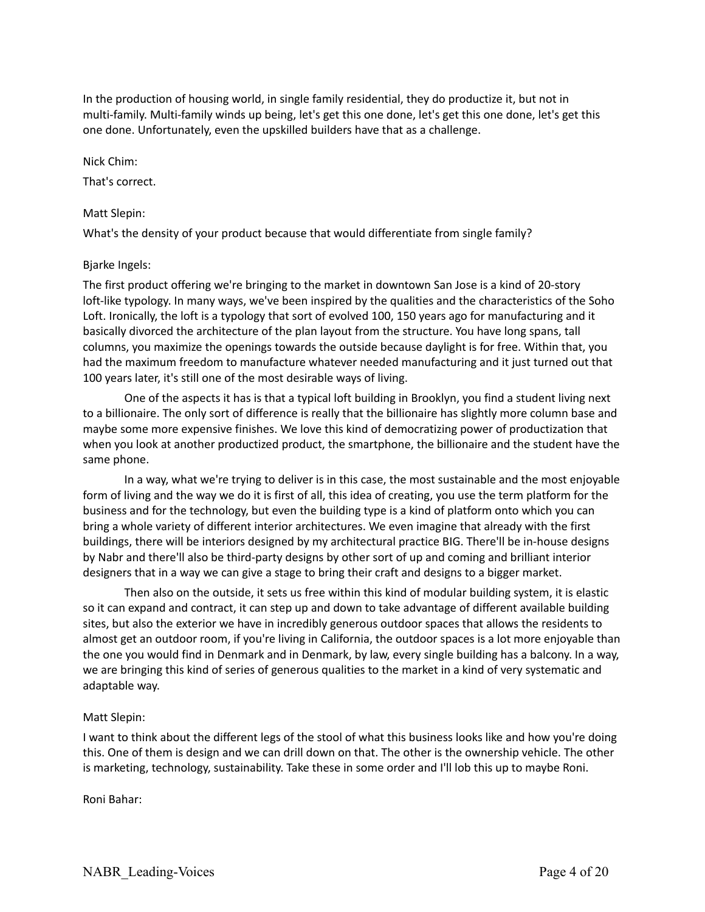In the production of housing world, in single family residential, they do productize it, but not in multi-family. Multi-family winds up being, let's get this one done, let's get this one done, let's get this one done. Unfortunately, even the upskilled builders have that as a challenge.

Nick Chim:

That's correct.

Matt Slepin:

What's the density of your product because that would differentiate from single family?

Bjarke Ingels:

The first product offering we're bringing to the market in downtown San Jose is a kind of 20-story loft-like typology. In many ways, we've been inspired by the qualities and the characteristics of the Soho Loft. Ironically, the loft is a typology that sort of evolved 100, 150 years ago for manufacturing and it basically divorced the architecture of the plan layout from the structure. You have long spans, tall columns, you maximize the openings towards the outside because daylight is for free. Within that, you had the maximum freedom to manufacture whatever needed manufacturing and it just turned out that 100 years later, it's still one of the most desirable ways of living.

One of the aspects it has is that a typical loft building in Brooklyn, you find a student living next to a billionaire. The only sort of difference is really that the billionaire has slightly more column base and maybe some more expensive finishes. We love this kind of democratizing power of productization that when you look at another productized product, the smartphone, the billionaire and the student have the same phone.

In a way, what we're trying to deliver is in this case, the most sustainable and the most enjoyable form of living and the way we do it is first of all, this idea of creating, you use the term platform for the business and for the technology, but even the building type is a kind of platform onto which you can bring a whole variety of different interior architectures. We even imagine that already with the first buildings, there will be interiors designed by my architectural practice BIG. There'll be in-house designs by Nabr and there'll also be third-party designs by other sort of up and coming and brilliant interior designers that in a way we can give a stage to bring their craft and designs to a bigger market.

Then also on the outside, it sets us free within this kind of modular building system, it is elastic so it can expand and contract, it can step up and down to take advantage of different available building sites, but also the exterior we have in incredibly generous outdoor spaces that allows the residents to almost get an outdoor room, if you're living in California, the outdoor spaces is a lot more enjoyable than the one you would find in Denmark and in Denmark, by law, every single building has a balcony. In a way, we are bringing this kind of series of generous qualities to the market in a kind of very systematic and adaptable way.

Matt Slepin:

I want to think about the different legs of the stool of what this business looks like and how you're doing this. One of them is design and we can drill down on that. The other is the ownership vehicle. The other is marketing, technology, sustainability. Take these in some order and I'll lob this up to maybe Roni.

Roni Bahar: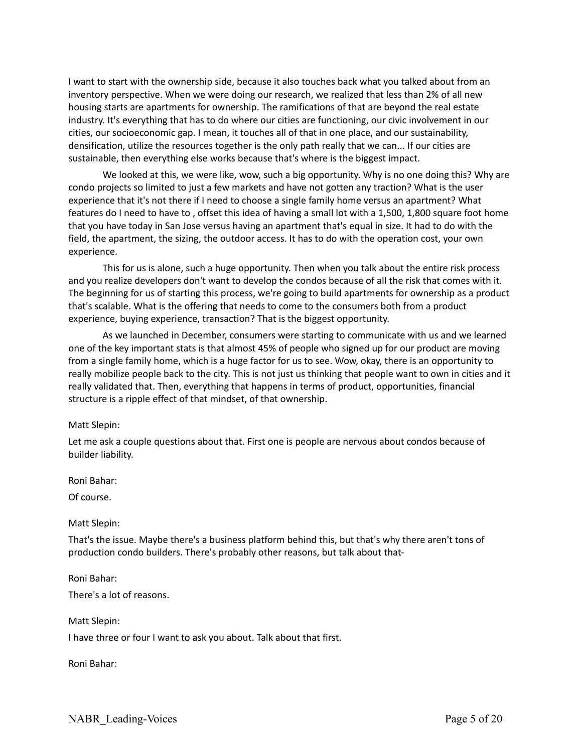I want to start with the ownership side, because it also touches back what you talked about from an inventory perspective. When we were doing our research, we realized that less than 2% of all new housing starts are apartments for ownership. The ramifications of that are beyond the real estate industry. It's everything that has to do where our cities are functioning, our civic involvement in our cities, our socioeconomic gap. I mean, it touches all of that in one place, and our sustainability, densification, utilize the resources together is the only path really that we can... If our cities are sustainable, then everything else works because that's where is the biggest impact.

We looked at this, we were like, wow, such a big opportunity. Why is no one doing this? Why are condo projects so limited to just a few markets and have not gotten any traction? What is the user experience that it's not there if I need to choose a single family home versus an apartment? What features do I need to have to , offset this idea of having a small lot with a 1,500, 1,800 square foot home that you have today in San Jose versus having an apartment that's equal in size. It had to do with the field, the apartment, the sizing, the outdoor access. It has to do with the operation cost, your own experience.

This for us is alone, such a huge opportunity. Then when you talk about the entire risk process and you realize developers don't want to develop the condos because of all the risk that comes with it. The beginning for us of starting this process, we're going to build apartments for ownership as a product that's scalable. What is the offering that needs to come to the consumers both from a product experience, buying experience, transaction? That is the biggest opportunity.

As we launched in December, consumers were starting to communicate with us and we learned one of the key important stats is that almost 45% of people who signed up for our product are moving from a single family home, which is a huge factor for us to see. Wow, okay, there is an opportunity to really mobilize people back to the city. This is not just us thinking that people want to own in cities and it really validated that. Then, everything that happens in terms of product, opportunities, financial structure is a ripple effect of that mindset, of that ownership.

Matt Slepin:

Let me ask a couple questions about that. First one is people are nervous about condos because of builder liability.

Roni Bahar:

Of course.

Matt Slepin:

That's the issue. Maybe there's a business platform behind this, but that's why there aren't tons of production condo builders. There's probably other reasons, but talk about that-

Roni Bahar:

There's a lot of reasons.

Matt Slepin:

I have three or four I want to ask you about. Talk about that first.

Roni Bahar: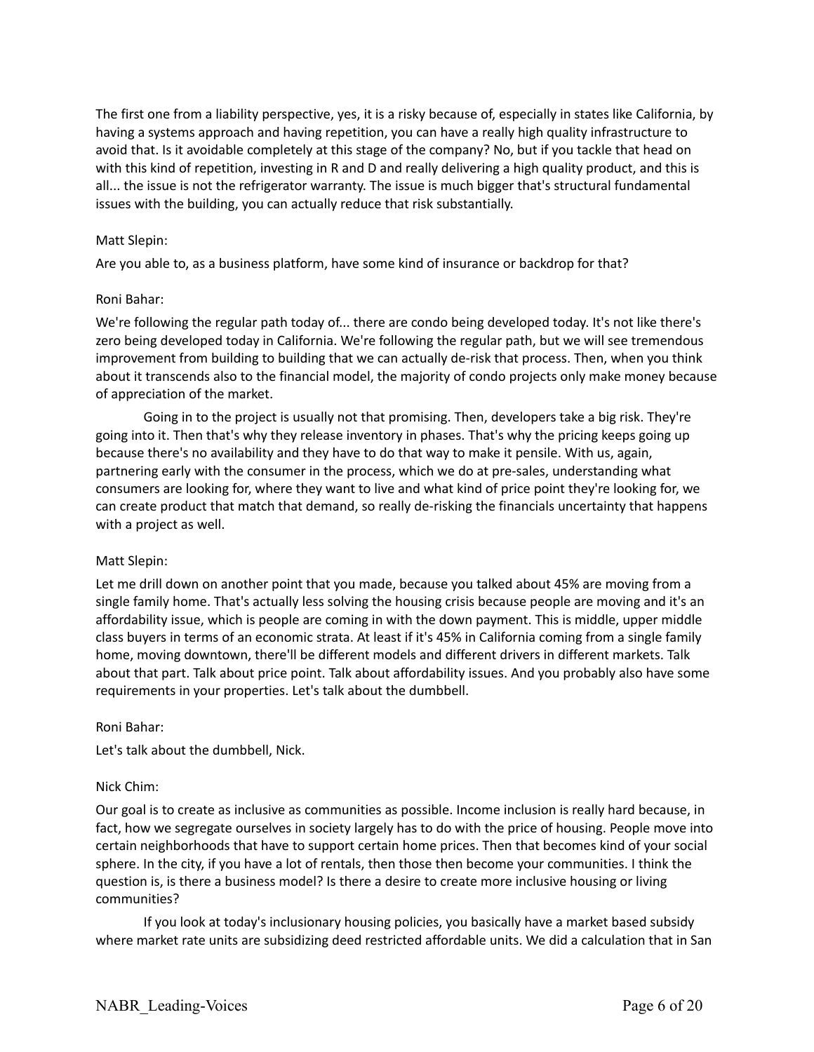The first one from a liability perspective, yes, it is a risky because of, especially in states like California, by having a systems approach and having repetition, you can have a really high quality infrastructure to avoid that. Is it avoidable completely at this stage of the company? No, but if you tackle that head on with this kind of repetition, investing in R and D and really delivering a high quality product, and this is all... the issue is not the refrigerator warranty. The issue is much bigger that's structural fundamental issues with the building, you can actually reduce that risk substantially.

Matt Slepin:

Are you able to, as a business platform, have some kind of insurance or backdrop for that?

Roni Bahar:

We're following the regular path today of... there are condo being developed today. It's not like there's zero being developed today in California. We're following the regular path, but we will see tremendous improvement from building to building that we can actually de-risk that process. Then, when you think about it transcends also to the financial model, the majority of condo projects only make money because of appreciation of the market.

Going in to the project is usually not that promising. Then, developers take a big risk. They're going into it. Then that's why they release inventory in phases. That's why the pricing keeps going up because there's no availability and they have to do that way to make it pensile. With us, again, partnering early with the consumer in the process, which we do at pre-sales, understanding what consumers are looking for, where they want to live and what kind of price point they're looking for, we can create product that match that demand, so really de-risking the financials uncertainty that happens with a project as well.

Matt Slepin:

Let me drill down on another point that you made, because you talked about 45% are moving from a single family home. That's actually less solving the housing crisis because people are moving and it's an affordability issue, which is people are coming in with the down payment. This is middle, upper middle class buyers in terms of an economic strata. At least if it's 45% in California coming from a single family home, moving downtown, there'll be different models and different drivers in different markets. Talk about that part. Talk about price point. Talk about affordability issues. And you probably also have some requirements in your properties. Let's talk about the dumbbell.

Roni Bahar:

Let's talk about the dumbbell, Nick.

Nick Chim:

Our goal is to create as inclusive as communities as possible. Income inclusion is really hard because, in fact, how we segregate ourselves in society largely has to do with the price of housing. People move into certain neighborhoods that have to support certain home prices. Then that becomes kind of your social sphere. In the city, if you have a lot of rentals, then those then become your communities. I think the question is, is there a business model? Is there a desire to create more inclusive housing or living communities?

If you look at today's inclusionary housing policies, you basically have a market based subsidy where market rate units are subsidizing deed restricted affordable units. We did a calculation that in San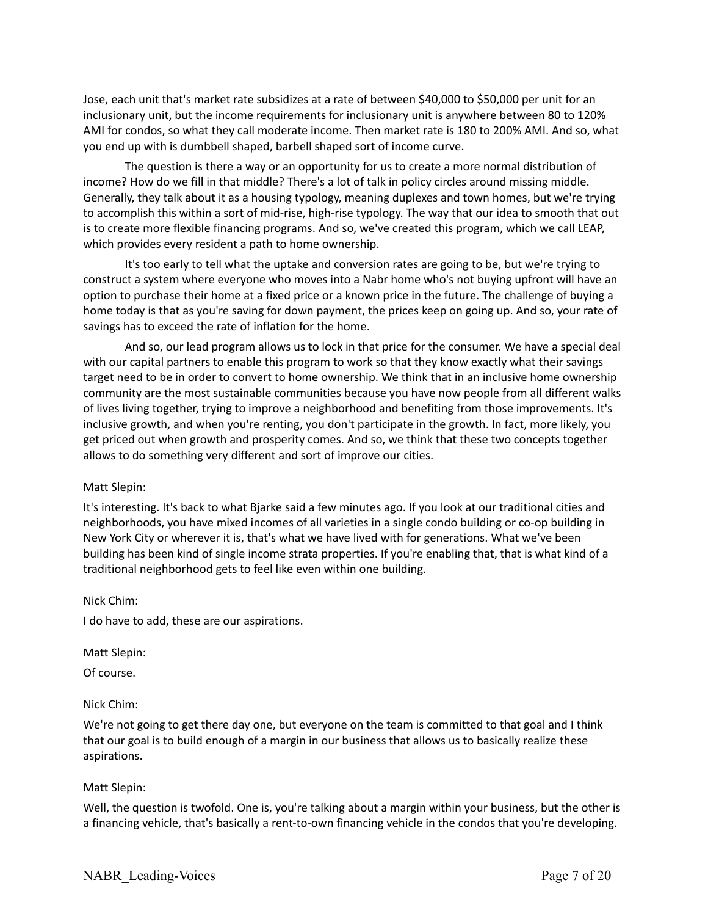Jose, each unit that's market rate subsidizes at a rate of between $40,000 to $50,000 per unit for an inclusionary unit, but the income requirements for inclusionary unit is anywhere between 80 to 120% AMI for condos, so what they call moderate income. Then market rate is 180 to 200% AMI. And so, what you end up with is dumbbell shaped, barbell shaped sort of income curve.

The question is there a way or an opportunity for us to create a more normal distribution of income? How do we fill in that middle? There's a lot of talk in policy circles around missing middle. Generally, they talk about it as a housing typology, meaning duplexes and town homes, but we're trying to accomplish this within a sort of mid-rise, high-rise typology. The way that our idea to smooth that out is to create more flexible financing programs. And so, we've created this program, which we call LEAP, which provides every resident a path to home ownership.

It's too early to tell what the uptake and conversion rates are going to be, but we're trying to construct a system where everyone who moves into a Nabr home who's not buying upfront will have an option to purchase their home at a fixed price or a known price in the future. The challenge of buying a home today is that as you're saving for down payment, the prices keep on going up. And so, your rate of savings has to exceed the rate of inflation for the home.

And so, our lead program allows us to lock in that price for the consumer. We have a special deal with our capital partners to enable this program to work so that they know exactly what their savings target need to be in order to convert to home ownership. We think that in an inclusive home ownership community are the most sustainable communities because you have now people from all different walks of lives living together, trying to improve a neighborhood and benefiting from those improvements. It's inclusive growth, and when you're renting, you don't participate in the growth. In fact, more likely, you get priced out when growth and prosperity comes. And so, we think that these two concepts together allows to do something very different and sort of improve our cities.

Matt Slepin:

It's interesting. It's back to what Bjarke said a few minutes ago. If you look at our traditional cities and neighborhoods, you have mixed incomes of all varieties in a single condo building or co-op building in New York City or wherever it is, that's what we have lived with for generations. What we've been building has been kind of single income strata properties. If you're enabling that, that is what kind of a traditional neighborhood gets to feel like even within one building.

Nick Chim:

I do have to add, these are our aspirations.

Matt Slepin:

Of course.

Nick Chim:

We're not going to get there day one, but everyone on the team is committed to that goal and I think that our goal is to build enough of a margin in our business that allows us to basically realize these aspirations.

Matt Slepin:

Well, the question is twofold. One is, you're talking about a margin within your business, but the other is a financing vehicle, that's basically a rent-to-own financing vehicle in the condos that you're developing.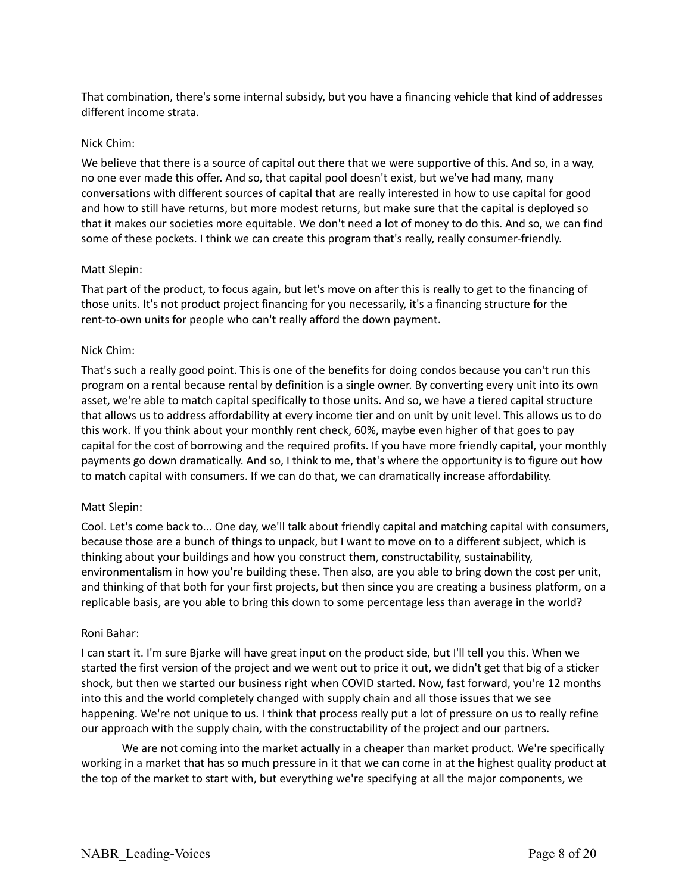That combination, there's some internal subsidy, but you have a financing vehicle that kind of addresses different income strata.

Nick Chim:

We believe that there is a source of capital out there that we were supportive of this. And so, in a way, no one ever made this offer. And so, that capital pool doesn't exist, but we've had many, many conversations with different sources of capital that are really interested in how to use capital for good and how to still have returns, but more modest returns, but make sure that the capital is deployed so that it makes our societies more equitable. We don't need a lot of money to do this. And so, we can find some of these pockets. I think we can create this program that's really, really consumer-friendly.

Matt Slepin:

That part of the product, to focus again, but let's move on after this is really to get to the financing of those units. It's not product project financing for you necessarily, it's a financing structure for the rent-to-own units for people who can't really afford the down payment.

Nick Chim:

That's such a really good point. This is one of the benefits for doing condos because you can't run this program on a rental because rental by definition is a single owner. By converting every unit into its own asset, we're able to match capital specifically to those units. And so, we have a tiered capital structure that allows us to address affordability at every income tier and on unit by unit level. This allows us to do this work. If you think about your monthly rent check, 60%, maybe even higher of that goes to pay capital for the cost of borrowing and the required profits. If you have more friendly capital, your monthly payments go down dramatically. And so, I think to me, that's where the opportunity is to figure out how to match capital with consumers. If we can do that, we can dramatically increase affordability.

Matt Slepin:

Cool. Let's come back to... One day, we'll talk about friendly capital and matching capital with consumers, because those are a bunch of things to unpack, but I want to move on to a different subject, which is thinking about your buildings and how you construct them, constructability, sustainability, environmentalism in how you're building these. Then also, are you able to bring down the cost per unit, and thinking of that both for your first projects, but then since you are creating a business platform, on a replicable basis, are you able to bring this down to some percentage less than average in the world?

Roni Bahar:

I can start it. I'm sure Bjarke will have great input on the product side, but I'll tell you this. When we started the first version of the project and we went out to price it out, we didn't get that big of a sticker shock, but then we started our business right when COVID started. Now, fast forward, you're 12 months into this and the world completely changed with supply chain and all those issues that we see happening. We're not unique to us. I think that process really put a lot of pressure on us to really refine our approach with the supply chain, with the constructability of the project and our partners.

We are not coming into the market actually in a cheaper than market product. We're specifically working in a market that has so much pressure in it that we can come in at the highest quality product at the top of the market to start with, but everything we're specifying at all the major components, we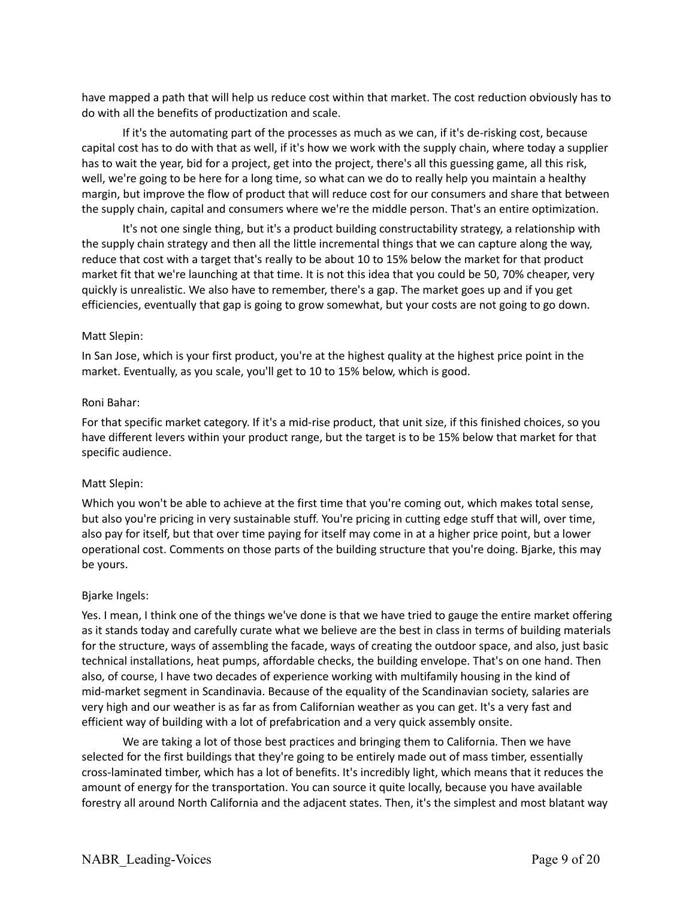have mapped a path that will help us reduce cost within that market. The cost reduction obviously has to do with all the benefits of productization and scale.

If it's the automating part of the processes as much as we can, if it's de-risking cost, because capital cost has to do with that as well, if it's how we work with the supply chain, where today a supplier has to wait the year, bid for a project, get into the project, there's all this guessing game, all this risk, well, we're going to be here for a long time, so what can we do to really help you maintain a healthy margin, but improve the flow of product that will reduce cost for our consumers and share that between the supply chain, capital and consumers where we're the middle person. That's an entire optimization.

It's not one single thing, but it's a product building constructability strategy, a relationship with the supply chain strategy and then all the little incremental things that we can capture along the way, reduce that cost with a target that's really to be about 10 to 15% below the market for that product market fit that we're launching at that time. It is not this idea that you could be 50, 70% cheaper, very quickly is unrealistic. We also have to remember, there's a gap. The market goes up and if you get efficiencies, eventually that gap is going to grow somewhat, but your costs are not going to go down.

Matt Slepin:

In San Jose, which is your first product, you're at the highest quality at the highest price point in the market. Eventually, as you scale, you'll get to 10 to 15% below, which is good.

Roni Bahar:

For that specific market category. If it's a mid-rise product, that unit size, if this finished choices, so you have different levers within your product range, but the target is to be 15% below that market for that specific audience.

Matt Slepin:

Which you won't be able to achieve at the first time that you're coming out, which makes total sense, but also you're pricing in very sustainable stuff. You're pricing in cutting edge stuff that will, over time, also pay for itself, but that over time paying for itself may come in at a higher price point, but a lower operational cost. Comments on those parts of the building structure that you're doing. Bjarke, this may be yours.

Bjarke Ingels:

Yes. I mean, I think one of the things we've done is that we have tried to gauge the entire market offering as it stands today and carefully curate what we believe are the best in class in terms of building materials for the structure, ways of assembling the facade, ways of creating the outdoor space, and also, just basic technical installations, heat pumps, affordable checks, the building envelope. That's on one hand. Then also, of course, I have two decades of experience working with multifamily housing in the kind of mid-market segment in Scandinavia. Because of the equality of the Scandinavian society, salaries are very high and our weather is as far as from Californian weather as you can get. It's a very fast and efficient way of building with a lot of prefabrication and a very quick assembly onsite.

We are taking a lot of those best practices and bringing them to California. Then we have selected for the first buildings that they're going to be entirely made out of mass timber, essentially cross-laminated timber, which has a lot of benefits. It's incredibly light, which means that it reduces the amount of energy for the transportation. You can source it quite locally, because you have available forestry all around North California and the adjacent states. Then, it's the simplest and most blatant way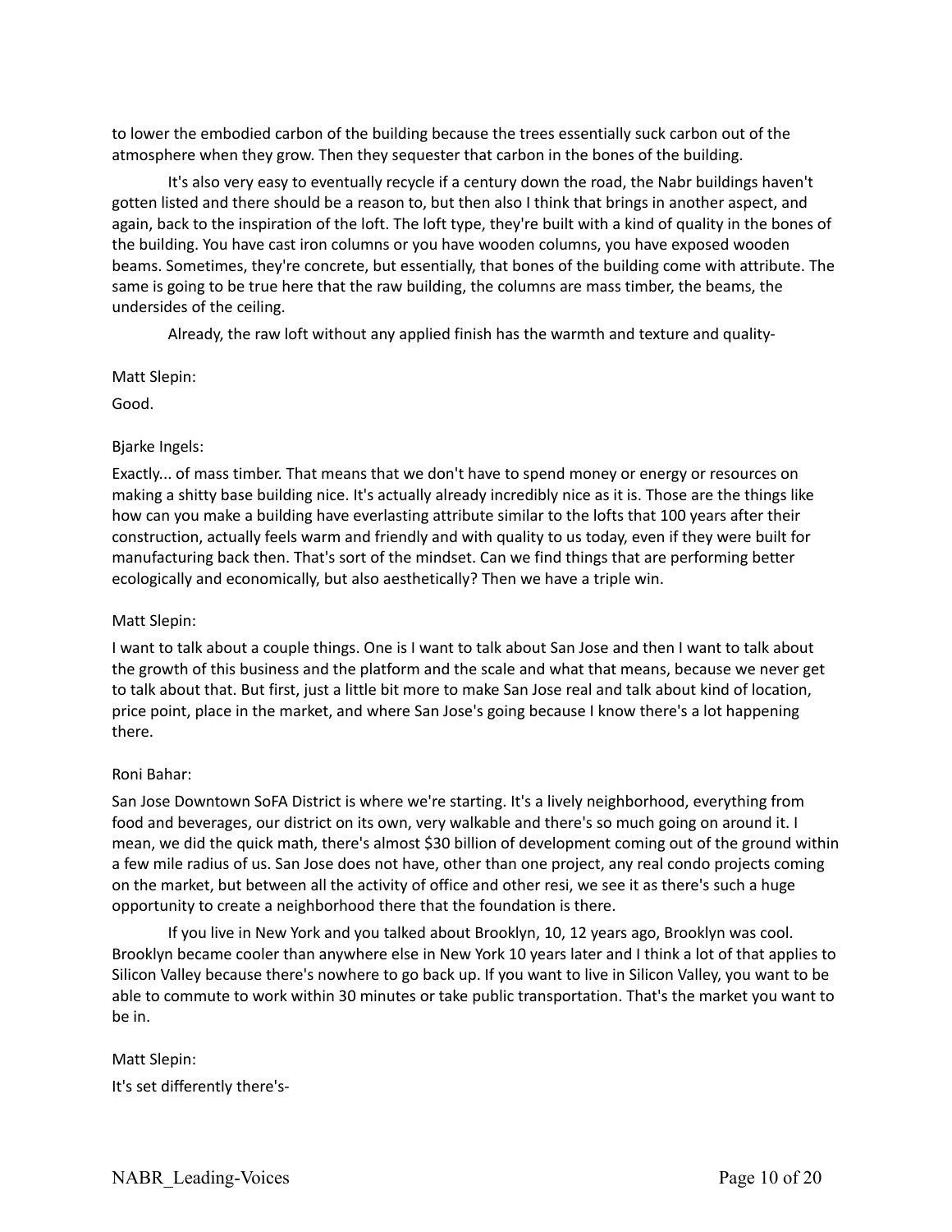to lower the embodied carbon of the building because the trees essentially suck carbon out of the atmosphere when they grow. Then they sequester that carbon in the bones of the building.

It's also very easy to eventually recycle if a century down the road, the Nabr buildings haven't gotten listed and there should be a reason to, but then also I think that brings in another aspect, and again, back to the inspiration of the loft. The loft type, they're built with a kind of quality in the bones of the building. You have cast iron columns or you have wooden columns, you have exposed wooden beams. Sometimes, they're concrete, but essentially, that bones of the building come with attribute. The same is going to be true here that the raw building, the columns are mass timber, the beams, the undersides of the ceiling.

Already, the raw loft without any applied finish has the warmth and texture and quality-

Matt Slepin:

Good.

Bjarke Ingels:

Exactly... of mass timber. That means that we don't have to spend money or energy or resources on making a shitty base building nice. It's actually already incredibly nice as it is. Those are the things like how can you make a building have everlasting attribute similar to the lofts that 100 years after their construction, actually feels warm and friendly and with quality to us today, even if they were built for manufacturing back then. That's sort of the mindset. Can we find things that are performing better ecologically and economically, but also aesthetically? Then we have a triple win.

Matt Slepin:

I want to talk about a couple things. One is I want to talk about San Jose and then I want to talk about the growth of this business and the platform and the scale and what that means, because we never get to talk about that. But first, just a little bit more to make San Jose real and talk about kind of location, price point, place in the market, and where San Jose's going because I know there's a lot happening there.

Roni Bahar:

San Jose Downtown SoFA District is where we're starting. It's a lively neighborhood, everything from food and beverages, our district on its own, very walkable and there's so much going on around it. I mean, we did the quick math, there's almost $30 billion of development coming out of the ground within a few mile radius of us. San Jose does not have, other than one project, any real condo projects coming on the market, but between all the activity of office and other resi, we see it as there's such a huge opportunity to create a neighborhood there that the foundation is there.

If you live in New York and you talked about Brooklyn, 10, 12 years ago, Brooklyn was cool. Brooklyn became cooler than anywhere else in New York 10 years later and I think a lot of that applies to Silicon Valley because there's nowhere to go back up. If you want to live in Silicon Valley, you want to be able to commute to work within 30 minutes or take public transportation. That's the market you want to be in.

Matt Slepin:

It's set differently there's-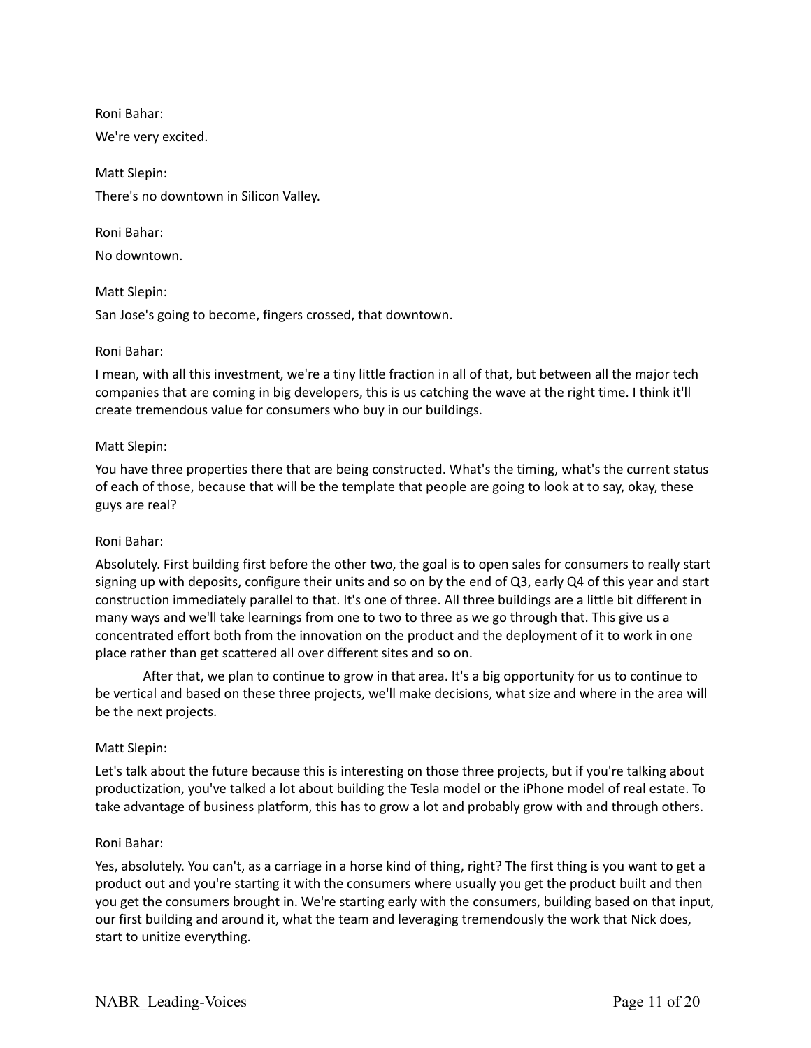Roni Bahar:

We're very excited.

Matt Slepin:

There's no downtown in Silicon Valley.

Roni Bahar:

No downtown.

Matt Slepin:

San Jose's going to become, fingers crossed, that downtown.

Roni Bahar:

I mean, with all this investment, we're a tiny little fraction in all of that, but between all the major tech companies that are coming in big developers, this is us catching the wave at the right time. I think it'll create tremendous value for consumers who buy in our buildings.

Matt Slepin:

You have three properties there that are being constructed. What's the timing, what's the current status of each of those, because that will be the template that people are going to look at to say, okay, these guys are real?

Roni Bahar:

Absolutely. First building first before the other two, the goal is to open sales for consumers to really start signing up with deposits, configure their units and so on by the end of Q3, early Q4 of this year and start construction immediately parallel to that. It's one of three. All three buildings are a little bit different in many ways and we'll take learnings from one to two to three as we go through that. This give us a concentrated effort both from the innovation on the product and the deployment of it to work in one place rather than get scattered all over different sites and so on.

After that, we plan to continue to grow in that area. It's a big opportunity for us to continue to be vertical and based on these three projects, we'll make decisions, what size and where in the area will be the next projects.

Matt Slepin:

Let's talk about the future because this is interesting on those three projects, but if you're talking about productization, you've talked a lot about building the Tesla model or the iPhone model of real estate. To take advantage of business platform, this has to grow a lot and probably grow with and through others.

Roni Bahar:

Yes, absolutely. You can't, as a carriage in a horse kind of thing, right? The first thing is you want to get a product out and you're starting it with the consumers where usually you get the product built and then you get the consumers brought in. We're starting early with the consumers, building based on that input, our first building and around it, what the team and leveraging tremendously the work that Nick does, start to unitize everything.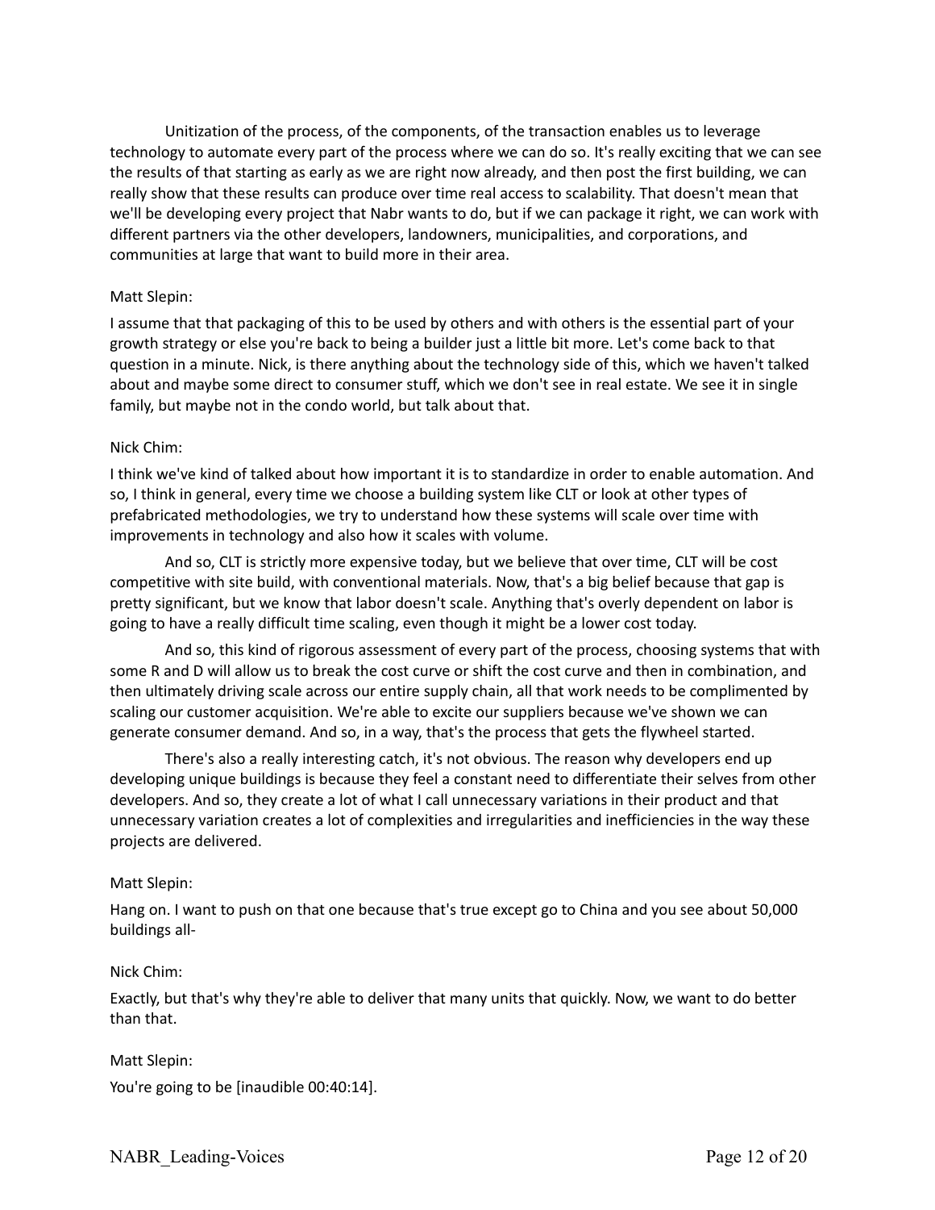Unitization of the process, of the components, of the transaction enables us to leverage technology to automate every part of the process where we can do so. It's really exciting that we can see the results of that starting as early as we are right now already, and then post the first building, we can really show that these results can produce over time real access to scalability. That doesn't mean that we'll be developing every project that Nabr wants to do, but if we can package it right, we can work with different partners via the other developers, landowners, municipalities, and corporations, and communities at large that want to build more in their area.

Matt Slepin:

I assume that that packaging of this to be used by others and with others is the essential part of your growth strategy or else you're back to being a builder just a little bit more. Let's come back to that question in a minute. Nick, is there anything about the technology side of this, which we haven't talked about and maybe some direct to consumer stuff, which we don't see in real estate. We see it in single family, but maybe not in the condo world, but talk about that.

Nick Chim:

I think we've kind of talked about how important it is to standardize in order to enable automation. And so, I think in general, every time we choose a building system like CLT or look at other types of prefabricated methodologies, we try to understand how these systems will scale over time with improvements in technology and also how it scales with volume.

And so, CLT is strictly more expensive today, but we believe that over time, CLT will be cost competitive with site build, with conventional materials. Now, that's a big belief because that gap is pretty significant, but we know that labor doesn't scale. Anything that's overly dependent on labor is going to have a really difficult time scaling, even though it might be a lower cost today.

And so, this kind of rigorous assessment of every part of the process, choosing systems that with some R and D will allow us to break the cost curve or shift the cost curve and then in combination, and then ultimately driving scale across our entire supply chain, all that work needs to be complimented by scaling our customer acquisition. We're able to excite our suppliers because we've shown we can generate consumer demand. And so, in a way, that's the process that gets the flywheel started.

There's also a really interesting catch, it's not obvious. The reason why developers end up developing unique buildings is because they feel a constant need to differentiate their selves from other developers. And so, they create a lot of what I call unnecessary variations in their product and that unnecessary variation creates a lot of complexities and irregularities and inefficiencies in the way these projects are delivered.

Matt Slepin:

Hang on. I want to push on that one because that's true except go to China and you see about 50,000 buildings all-

Nick Chim:

Exactly, but that's why they're able to deliver that many units that quickly. Now, we want to do better than that.

Matt Slepin:

You're going to be [inaudible 00:40:14].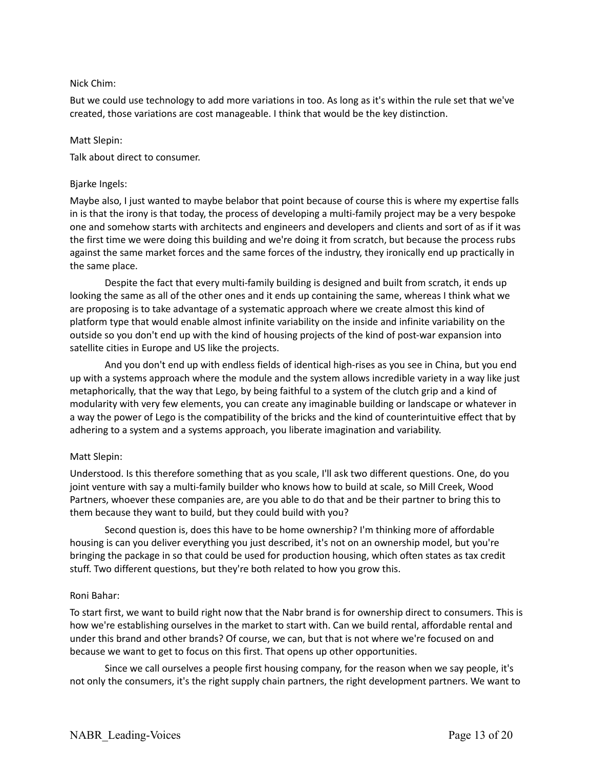Nick Chim:

But we could use technology to add more variations in too. As long as it's within the rule set that we've created, those variations are cost manageable. I think that would be the key distinction.

Matt Slepin:

Talk about direct to consumer.

Bjarke Ingels:

Maybe also, I just wanted to maybe belabor that point because of course this is where my expertise falls in is that the irony is that today, the process of developing a multi-family project may be a very bespoke one and somehow starts with architects and engineers and developers and clients and sort of as if it was the first time we were doing this building and we're doing it from scratch, but because the process rubs against the same market forces and the same forces of the industry, they ironically end up practically in the same place.

Despite the fact that every multi-family building is designed and built from scratch, it ends up looking the same as all of the other ones and it ends up containing the same, whereas I think what we are proposing is to take advantage of a systematic approach where we create almost this kind of platform type that would enable almost infinite variability on the inside and infinite variability on the outside so you don't end up with the kind of housing projects of the kind of post-war expansion into satellite cities in Europe and US like the projects.

And you don't end up with endless fields of identical high-rises as you see in China, but you end up with a systems approach where the module and the system allows incredible variety in a way like just metaphorically, that the way that Lego, by being faithful to a system of the clutch grip and a kind of modularity with very few elements, you can create any imaginable building or landscape or whatever in a way the power of Lego is the compatibility of the bricks and the kind of counterintuitive effect that by adhering to a system and a systems approach, you liberate imagination and variability.

Matt Slepin:

Understood. Is this therefore something that as you scale, I'll ask two different questions. One, do you joint venture with say a multi-family builder who knows how to build at scale, so Mill Creek, Wood Partners, whoever these companies are, are you able to do that and be their partner to bring this to them because they want to build, but they could build with you?

Second question is, does this have to be home ownership? I'm thinking more of affordable housing is can you deliver everything you just described, it's not on an ownership model, but you're bringing the package in so that could be used for production housing, which often states as tax credit stuff. Two different questions, but they're both related to how you grow this.

Roni Bahar:

To start first, we want to build right now that the Nabr brand is for ownership direct to consumers. This is how we're establishing ourselves in the market to start with. Can we build rental, affordable rental and under this brand and other brands? Of course, we can, but that is not where we're focused on and because we want to get to focus on this first. That opens up other opportunities.

Since we call ourselves a people first housing company, for the reason when we say people, it's not only the consumers, it's the right supply chain partners, the right development partners. We want to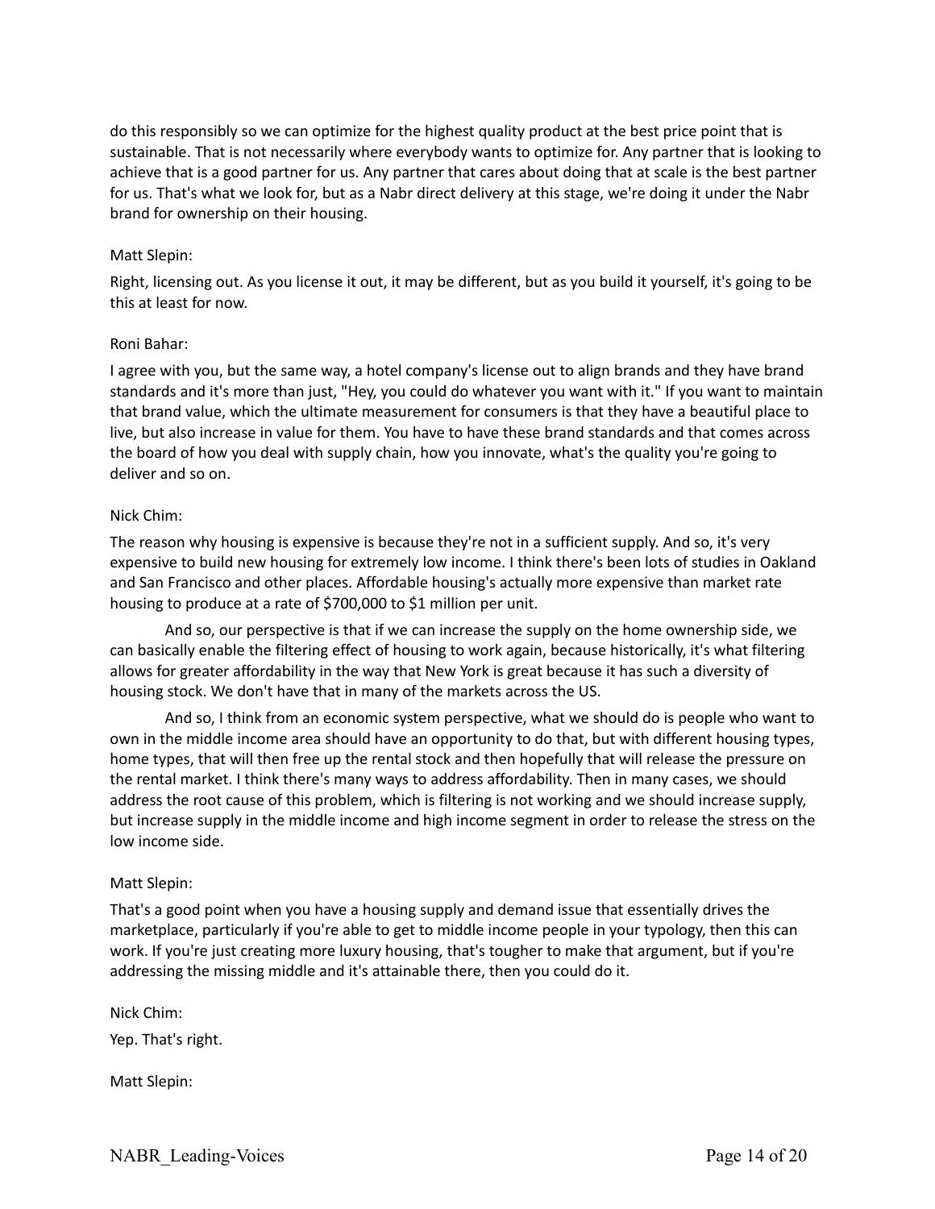do this responsibly so we can optimize for the highest quality product at the best price point that is sustainable. That is not necessarily where everybody wants to optimize for. Any partner that is looking to achieve that is a good partner for us. Any partner that cares about doing that at scale is the best partner for us. That's what we look for, but as a Nabr direct delivery at this stage, we're doing it under the Nabr brand for ownership on their housing.

Matt Slepin:

Right, licensing out. As you license it out, it may be different, but as you build it yourself, it's going to be this at least for now.

Roni Bahar:

I agree with you, but the same way, a hotel company's license out to align brands and they have brand standards and it's more than just, "Hey, you could do whatever you want with it." If you want to maintain that brand value, which the ultimate measurement for consumers is that they have a beautiful place to live, but also increase in value for them. You have to have these brand standards and that comes across the board of how you deal with supply chain, how you innovate, what's the quality you're going to deliver and so on.

Nick Chim:

The reason why housing is expensive is because they're not in a sufficient supply. And so, it's very expensive to build new housing for extremely low income. I think there's been lots of studies in Oakland and San Francisco and other places. Affordable housing's actually more expensive than market rate housing to produce at a rate of $700,000 to $1 million per unit.

And so, our perspective is that if we can increase the supply on the home ownership side, we can basically enable the filtering effect of housing to work again, because historically, it's what filtering allows for greater affordability in the way that New York is great because it has such a diversity of housing stock. We don't have that in many of the markets across the US.

And so, I think from an economic system perspective, what we should do is people who want to own in the middle income area should have an opportunity to do that, but with different housing types, home types, that will then free up the rental stock and then hopefully that will release the pressure on the rental market. I think there's many ways to address affordability. Then in many cases, we should address the root cause of this problem, which is filtering is not working and we should increase supply, but increase supply in the middle income and high income segment in order to release the stress on the low income side.

Matt Slepin:

That's a good point when you have a housing supply and demand issue that essentially drives the marketplace, particularly if you're able to get to middle income people in your typology, then this can work. If you're just creating more luxury housing, that's tougher to make that argument, but if you're addressing the missing middle and it's attainable there, then you could do it.

Nick Chim:

Yep. That's right.

Matt Slepin: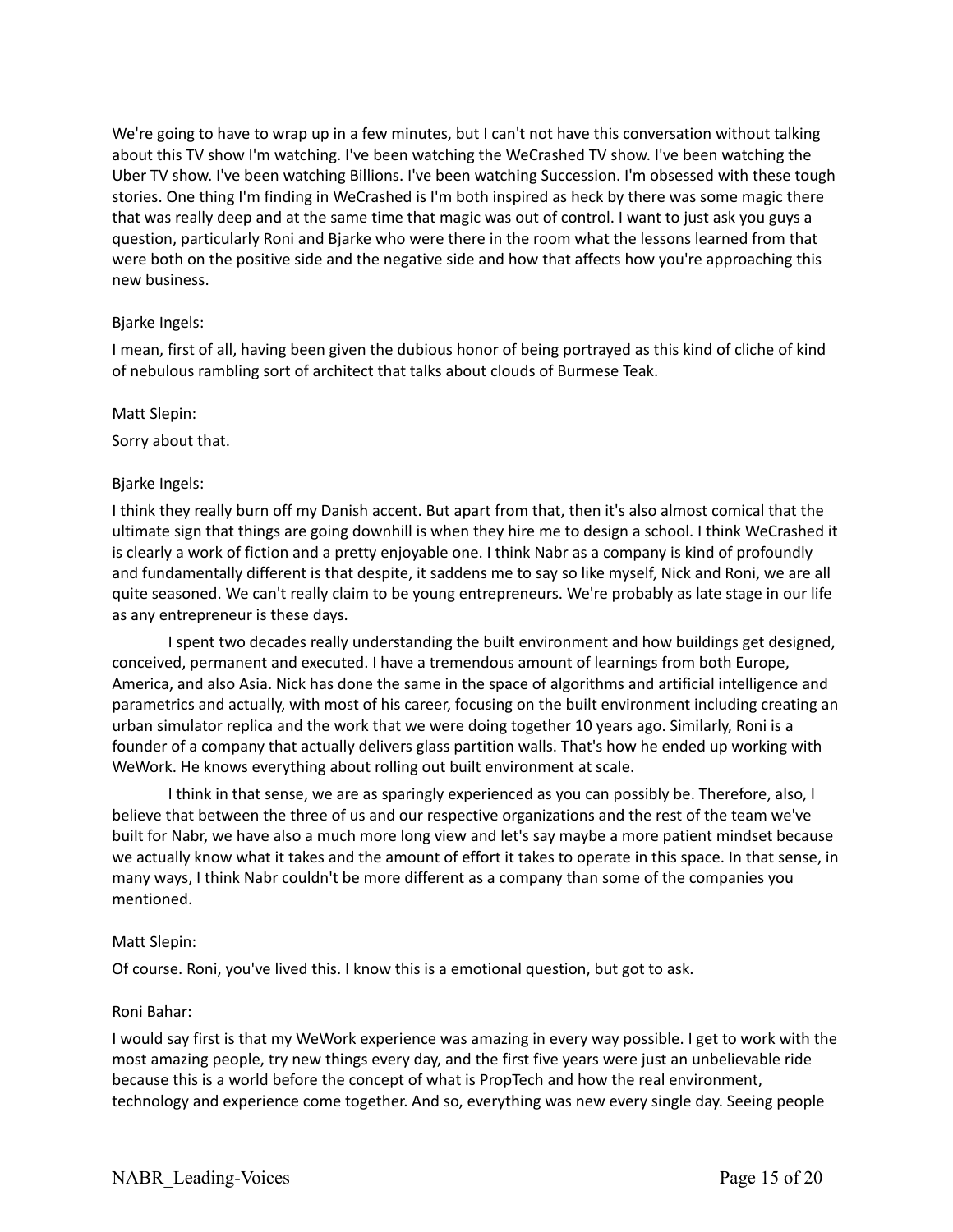We're going to have to wrap up in a few minutes, but I can't not have this conversation without talking about this TV show I'm watching. I've been watching the WeCrashed TV show. I've been watching the Uber TV show. I've been watching Billions. I've been watching Succession. I'm obsessed with these tough stories. One thing I'm finding in WeCrashed is I'm both inspired as heck by there was some magic there that was really deep and at the same time that magic was out of control. I want to just ask you guys a question, particularly Roni and Bjarke who were there in the room what the lessons learned from that were both on the positive side and the negative side and how that affects how you're approaching this new business.

Bjarke Ingels:

I mean, first of all, having been given the dubious honor of being portrayed as this kind of cliche of kind of nebulous rambling sort of architect that talks about clouds of Burmese Teak.

Matt Slepin:

Sorry about that.

Bjarke Ingels:

I think they really burn off my Danish accent. But apart from that, then it's also almost comical that the ultimate sign that things are going downhill is when they hire me to design a school. I think WeCrashed it is clearly a work of fiction and a pretty enjoyable one. I think Nabr as a company is kind of profoundly and fundamentally different is that despite, it saddens me to say so like myself, Nick and Roni, we are all quite seasoned. We can't really claim to be young entrepreneurs. We're probably as late stage in our life as any entrepreneur is these days.

I spent two decades really understanding the built environment and how buildings get designed, conceived, permanent and executed. I have a tremendous amount of learnings from both Europe, America, and also Asia. Nick has done the same in the space of algorithms and artificial intelligence and parametrics and actually, with most of his career, focusing on the built environment including creating an urban simulator replica and the work that we were doing together 10 years ago. Similarly, Roni is a founder of a company that actually delivers glass partition walls. That's how he ended up working with WeWork. He knows everything about rolling out built environment at scale.

I think in that sense, we are as sparingly experienced as you can possibly be. Therefore, also, I believe that between the three of us and our respective organizations and the rest of the team we've built for Nabr, we have also a much more long view and let's say maybe a more patient mindset because we actually know what it takes and the amount of effort it takes to operate in this space. In that sense, in many ways, I think Nabr couldn't be more different as a company than some of the companies you mentioned.

Matt Slepin:

Of course. Roni, you've lived this. I know this is a emotional question, but got to ask.

Roni Bahar:

I would say first is that my WeWork experience was amazing in every way possible. I get to work with the most amazing people, try new things every day, and the first five years were just an unbelievable ride because this is a world before the concept of what is PropTech and how the real environment, technology and experience come together. And so, everything was new every single day. Seeing people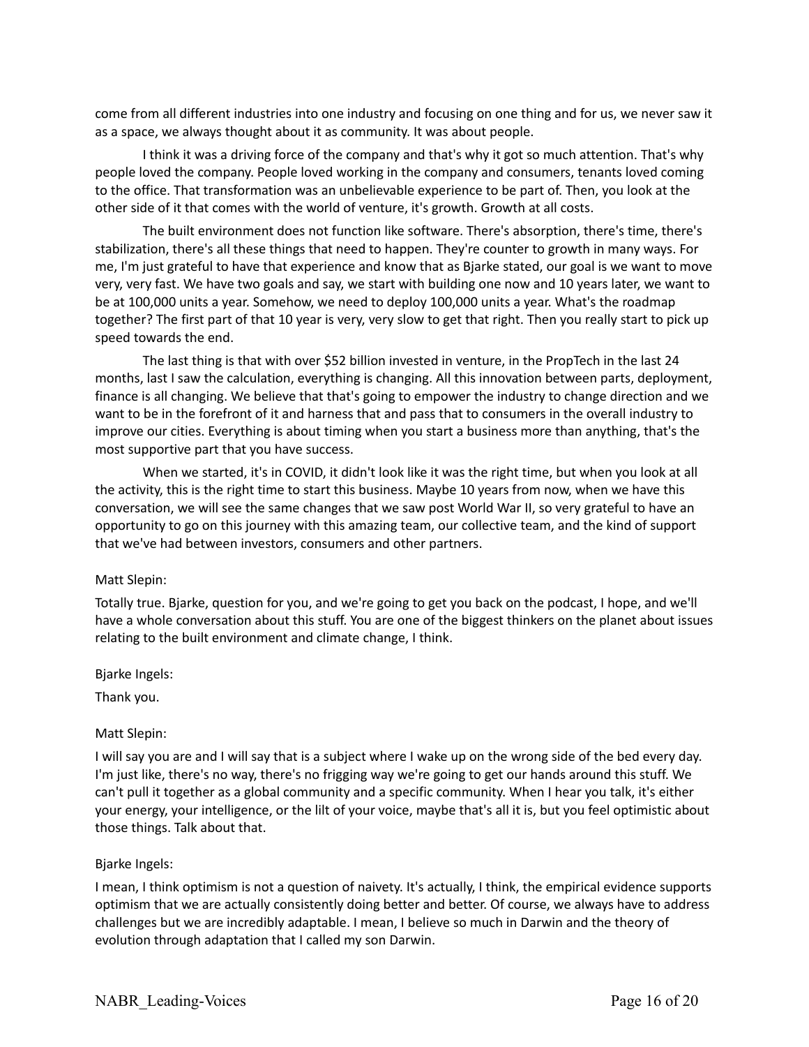come from all different industries into one industry and focusing on one thing and for us, we never saw it as a space, we always thought about it as community. It was about people.

I think it was a driving force of the company and that's why it got so much attention. That's why people loved the company. People loved working in the company and consumers, tenants loved coming to the office. That transformation was an unbelievable experience to be part of. Then, you look at the other side of it that comes with the world of venture, it's growth. Growth at all costs.

The built environment does not function like software. There's absorption, there's time, there's stabilization, there's all these things that need to happen. They're counter to growth in many ways. For me, I'm just grateful to have that experience and know that as Bjarke stated, our goal is we want to move very, very fast. We have two goals and say, we start with building one now and 10 years later, we want to be at 100,000 units a year. Somehow, we need to deploy 100,000 units a year. What's the roadmap together? The first part of that 10 year is very, very slow to get that right. Then you really start to pick up speed towards the end.

The last thing is that with over $52 billion invested in venture, in the PropTech in the last 24 months, last I saw the calculation, everything is changing. All this innovation between parts, deployment, finance is all changing. We believe that that's going to empower the industry to change direction and we want to be in the forefront of it and harness that and pass that to consumers in the overall industry to improve our cities. Everything is about timing when you start a business more than anything, that's the most supportive part that you have success.

When we started, it's in COVID, it didn't look like it was the right time, but when you look at all the activity, this is the right time to start this business. Maybe 10 years from now, when we have this conversation, we will see the same changes that we saw post World War II, so very grateful to have an opportunity to go on this journey with this amazing team, our collective team, and the kind of support that we've had between investors, consumers and other partners.

Matt Slepin:

Totally true. Bjarke, question for you, and we're going to get you back on the podcast, I hope, and we'll have a whole conversation about this stuff. You are one of the biggest thinkers on the planet about issues relating to the built environment and climate change, I think.

Bjarke Ingels:

Thank you.

Matt Slepin:

I will say you are and I will say that is a subject where I wake up on the wrong side of the bed every day. I'm just like, there's no way, there's no frigging way we're going to get our hands around this stuff. We can't pull it together as a global community and a specific community. When I hear you talk, it's either your energy, your intelligence, or the lilt of your voice, maybe that's all it is, but you feel optimistic about those things. Talk about that.

Bjarke Ingels:

I mean, I think optimism is not a question of naivety. It's actually, I think, the empirical evidence supports optimism that we are actually consistently doing better and better. Of course, we always have to address challenges but we are incredibly adaptable. I mean, I believe so much in Darwin and the theory of evolution through adaptation that I called my son Darwin.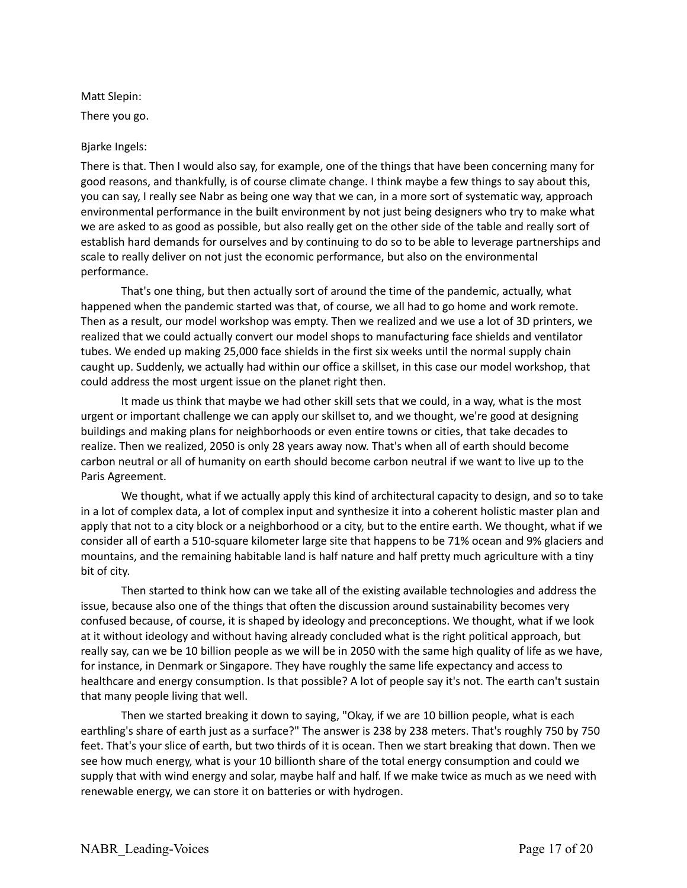Matt Slepin:

There you go.

Bjarke Ingels:

There is that. Then I would also say, for example, one of the things that have been concerning many for good reasons, and thankfully, is of course climate change. I think maybe a few things to say about this, you can say, I really see Nabr as being one way that we can, in a more sort of systematic way, approach environmental performance in the built environment by not just being designers who try to make what we are asked to as good as possible, but also really get on the other side of the table and really sort of establish hard demands for ourselves and by continuing to do so to be able to leverage partnerships and scale to really deliver on not just the economic performance, but also on the environmental performance.

That's one thing, but then actually sort of around the time of the pandemic, actually, what happened when the pandemic started was that, of course, we all had to go home and work remote. Then as a result, our model workshop was empty. Then we realized and we use a lot of 3D printers, we realized that we could actually convert our model shops to manufacturing face shields and ventilator tubes. We ended up making 25,000 face shields in the first six weeks until the normal supply chain caught up. Suddenly, we actually had within our office a skillset, in this case our model workshop, that could address the most urgent issue on the planet right then.

It made us think that maybe we had other skill sets that we could, in a way, what is the most urgent or important challenge we can apply our skillset to, and we thought, we're good at designing buildings and making plans for neighborhoods or even entire towns or cities, that take decades to realize. Then we realized, 2050 is only 28 years away now. That's when all of earth should become carbon neutral or all of humanity on earth should become carbon neutral if we want to live up to the Paris Agreement.

We thought, what if we actually apply this kind of architectural capacity to design, and so to take in a lot of complex data, a lot of complex input and synthesize it into a coherent holistic master plan and apply that not to a city block or a neighborhood or a city, but to the entire earth. We thought, what if we consider all of earth a 510-square kilometer large site that happens to be 71% ocean and 9% glaciers and mountains, and the remaining habitable land is half nature and half pretty much agriculture with a tiny bit of city.

Then started to think how can we take all of the existing available technologies and address the issue, because also one of the things that often the discussion around sustainability becomes very confused because, of course, it is shaped by ideology and preconceptions. We thought, what if we look at it without ideology and without having already concluded what is the right political approach, but really say, can we be 10 billion people as we will be in 2050 with the same high quality of life as we have, for instance, in Denmark or Singapore. They have roughly the same life expectancy and access to healthcare and energy consumption. Is that possible? A lot of people say it's not. The earth can't sustain that many people living that well.

Then we started breaking it down to saying, "Okay, if we are 10 billion people, what is each earthling's share of earth just as a surface?" The answer is 238 by 238 meters. That's roughly 750 by 750 feet. That's your slice of earth, but two thirds of it is ocean. Then we start breaking that down. Then we see how much energy, what is your 10 billionth share of the total energy consumption and could we supply that with wind energy and solar, maybe half and half. If we make twice as much as we need with renewable energy, we can store it on batteries or with hydrogen.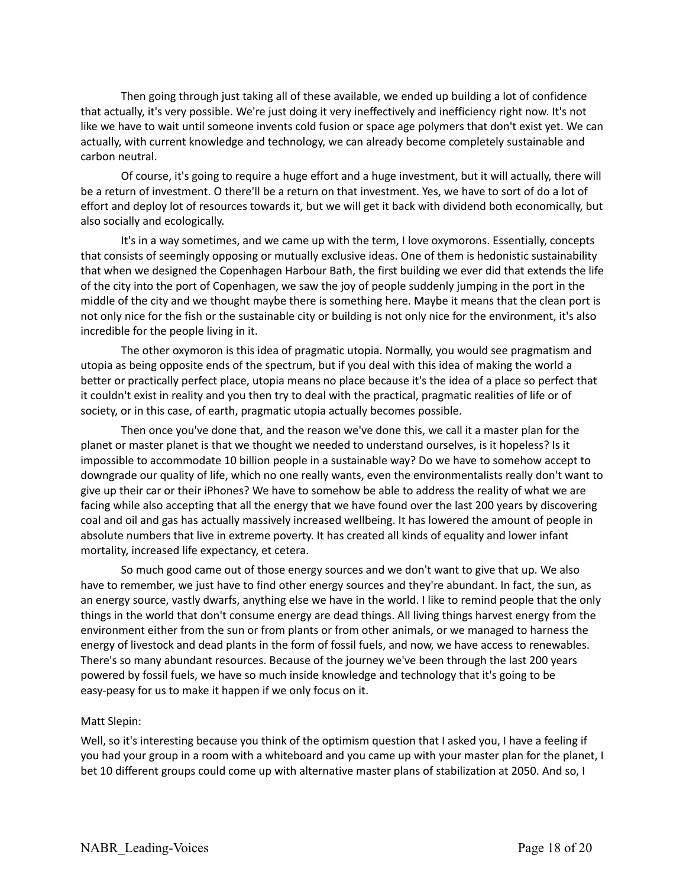Then going through just taking all of these available, we ended up building a lot of confidence that actually, it's very possible. We're just doing it very ineffectively and inefficiency right now. It's not like we have to wait until someone invents cold fusion or space age polymers that don't exist yet. We can actually, with current knowledge and technology, we can already become completely sustainable and carbon neutral.

Of course, it's going to require a huge effort and a huge investment, but it will actually, there will be a return of investment. O there'll be a return on that investment. Yes, we have to sort of do a lot of effort and deploy lot of resources towards it, but we will get it back with dividend both economically, but also socially and ecologically.

It's in a way sometimes, and we came up with the term, I love oxymorons. Essentially, concepts that consists of seemingly opposing or mutually exclusive ideas. One of them is hedonistic sustainability that when we designed the Copenhagen Harbour Bath, the first building we ever did that extends the life of the city into the port of Copenhagen, we saw the joy of people suddenly jumping in the port in the middle of the city and we thought maybe there is something here. Maybe it means that the clean port is not only nice for the fish or the sustainable city or building is not only nice for the environment, it's also incredible for the people living in it.

The other oxymoron is this idea of pragmatic utopia. Normally, you would see pragmatism and utopia as being opposite ends of the spectrum, but if you deal with this idea of making the world a better or practically perfect place, utopia means no place because it's the idea of a place so perfect that it couldn't exist in reality and you then try to deal with the practical, pragmatic realities of life or of society, or in this case, of earth, pragmatic utopia actually becomes possible.

Then once you've done that, and the reason we've done this, we call it a master plan for the planet or master planet is that we thought we needed to understand ourselves, is it hopeless? Is it impossible to accommodate 10 billion people in a sustainable way? Do we have to somehow accept to downgrade our quality of life, which no one really wants, even the environmentalists really don't want to give up their car or their iPhones? We have to somehow be able to address the reality of what we are facing while also accepting that all the energy that we have found over the last 200 years by discovering coal and oil and gas has actually massively increased wellbeing. It has lowered the amount of people in absolute numbers that live in extreme poverty. It has created all kinds of equality and lower infant mortality, increased life expectancy, et cetera.

So much good came out of those energy sources and we don't want to give that up. We also have to remember, we just have to find other energy sources and they're abundant. In fact, the sun, as an energy source, vastly dwarfs, anything else we have in the world. I like to remind people that the only things in the world that don't consume energy are dead things. All living things harvest energy from the environment either from the sun or from plants or from other animals, or we managed to harness the energy of livestock and dead plants in the form of fossil fuels, and now, we have access to renewables. There's so many abundant resources. Because of the journey we've been through the last 200 years powered by fossil fuels, we have so much inside knowledge and technology that it's going to be easy-peasy for us to make it happen if we only focus on it.

Matt Slepin:

Well, so it's interesting because you think of the optimism question that I asked you, I have a feeling if you had your group in a room with a whiteboard and you came up with your master plan for the planet, I bet 10 different groups could come up with alternative master plans of stabilization at 2050. And so, I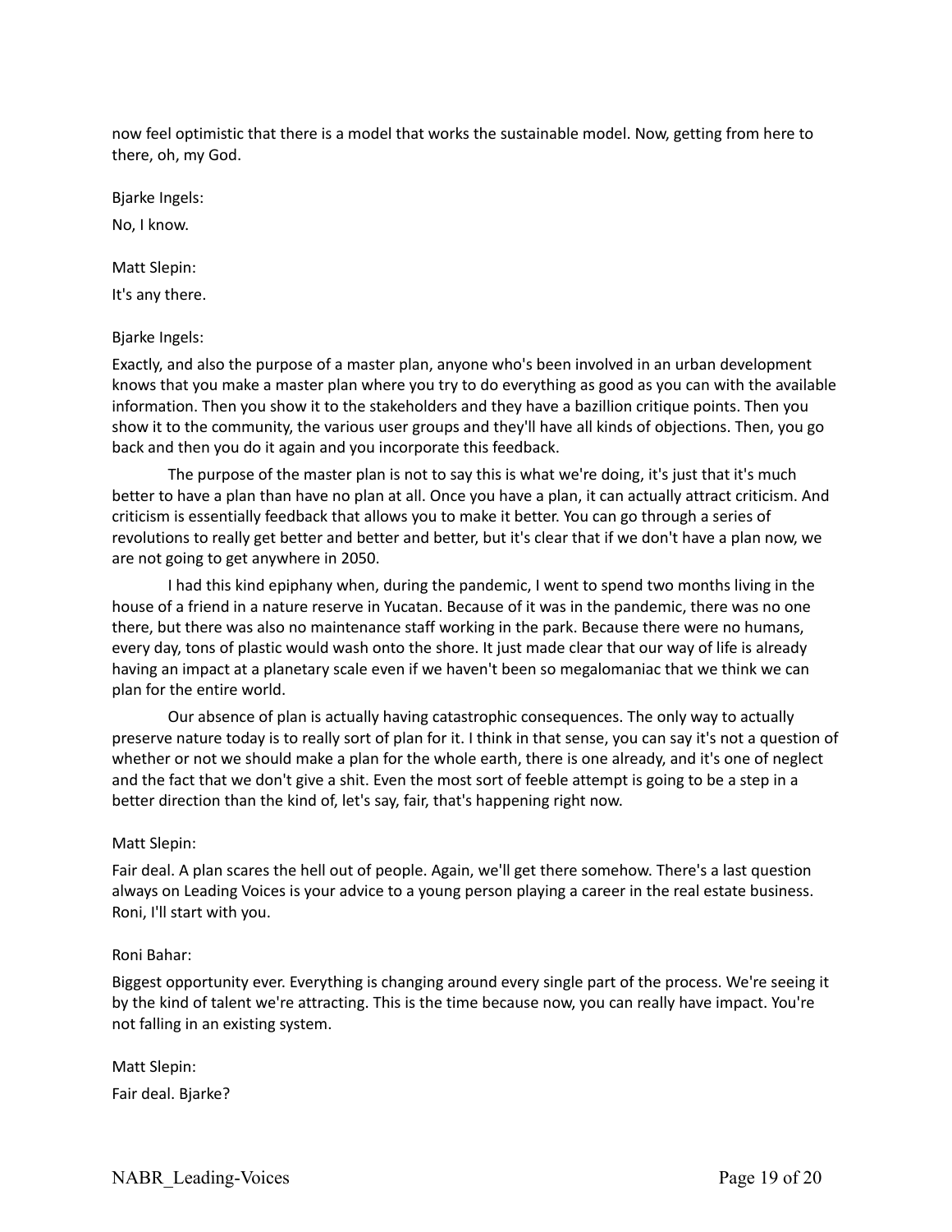now feel optimistic that there is a model that works the sustainable model. Now, getting from here to there, oh, my God.

Bjarke Ingels:

No, I know.

Matt Slepin:

It's any there.

Bjarke Ingels:

Exactly, and also the purpose of a master plan, anyone who's been involved in an urban development knows that you make a master plan where you try to do everything as good as you can with the available information. Then you show it to the stakeholders and they have a bazillion critique points. Then you show it to the community, the various user groups and they'll have all kinds of objections. Then, you go back and then you do it again and you incorporate this feedback.

The purpose of the master plan is not to say this is what we're doing, it's just that it's much better to have a plan than have no plan at all. Once you have a plan, it can actually attract criticism. And criticism is essentially feedback that allows you to make it better. You can go through a series of revolutions to really get better and better and better, but it's clear that if we don't have a plan now, we are not going to get anywhere in 2050.

I had this kind epiphany when, during the pandemic, I went to spend two months living in the house of a friend in a nature reserve in Yucatan. Because of it was in the pandemic, there was no one there, but there was also no maintenance staff working in the park. Because there were no humans, every day, tons of plastic would wash onto the shore. It just made clear that our way of life is already having an impact at a planetary scale even if we haven't been so megalomaniac that we think we can plan for the entire world.

Our absence of plan is actually having catastrophic consequences. The only way to actually preserve nature today is to really sort of plan for it. I think in that sense, you can say it's not a question of whether or not we should make a plan for the whole earth, there is one already, and it's one of neglect and the fact that we don't give a shit. Even the most sort of feeble attempt is going to be a step in a better direction than the kind of, let's say, fair, that's happening right now.

Matt Slepin:

Fair deal. A plan scares the hell out of people. Again, we'll get there somehow. There's a last question always on Leading Voices is your advice to a young person playing a career in the real estate business. Roni, I'll start with you.

Roni Bahar:

Biggest opportunity ever. Everything is changing around every single part of the process. We're seeing it by the kind of talent we're attracting. This is the time because now, you can really have impact. You're not falling in an existing system.

Matt Slepin:

Fair deal. Bjarke?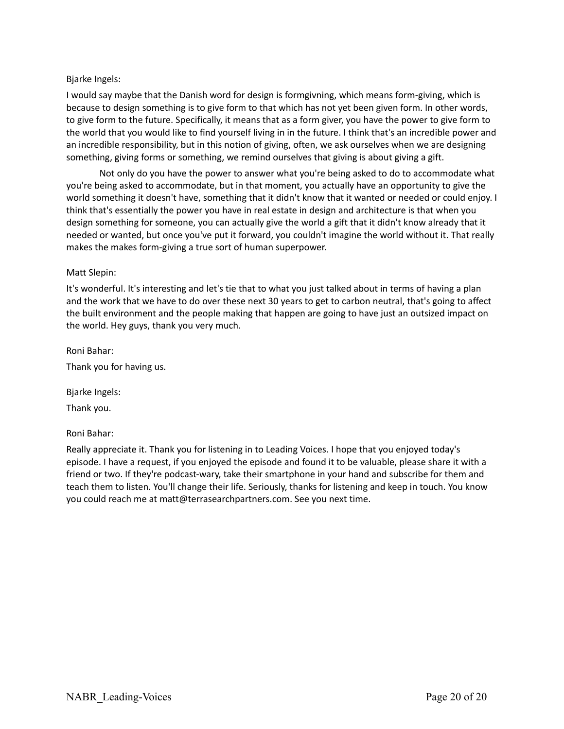Bjarke Ingels:

I would say maybe that the Danish word for design is formgivning, which means form-giving, which is because to design something is to give form to that which has not yet been given form. In other words, to give form to the future. Specifically, it means that as a form giver, you have the power to give form to the world that you would like to find yourself living in in the future. I think that's an incredible power and an incredible responsibility, but in this notion of giving, often, we ask ourselves when we are designing something, giving forms or something, we remind ourselves that giving is about giving a gift.

Not only do you have the power to answer what you're being asked to do to accommodate what you're being asked to accommodate, but in that moment, you actually have an opportunity to give the world something it doesn't have, something that it didn't know that it wanted or needed or could enjoy. I think that's essentially the power you have in real estate in design and architecture is that when you design something for someone, you can actually give the world a gift that it didn't know already that it needed or wanted, but once you've put it forward, you couldn't imagine the world without it. That really makes the makes form-giving a true sort of human superpower.

Matt Slepin:

It's wonderful. It's interesting and let's tie that to what you just talked about in terms of having a plan and the work that we have to do over these next 30 years to get to carbon neutral, that's going to affect the built environment and the people making that happen are going to have just an outsized impact on the world. Hey guys, thank you very much.

Roni Bahar:

Thank you for having us.

Bjarke Ingels:

Thank you.

Roni Bahar:

Really appreciate it. Thank you for listening in to Leading Voices. I hope that you enjoyed today's episode. I have a request, if you enjoyed the episode and found it to be valuable, please share it with a friend or two. If they're podcast-wary, take their smartphone in your hand and subscribe for them and teach them to listen. You'll change their life. Seriously, thanks for listening and keep in touch. You know you could reach me at matt@terrasearchpartners.com. See you next time.